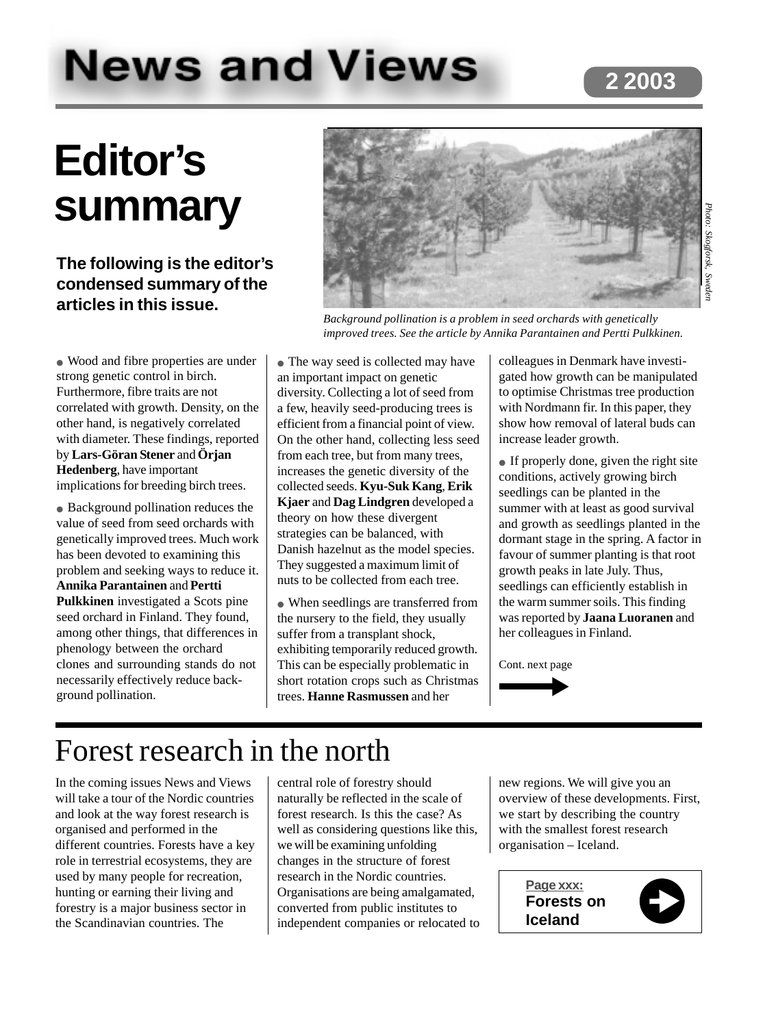# News and Views

2 2003

# Editor's summary

**The following is the editor's condensed summary of the articles in this issue.**

*Photo: Skogforsk, Sweden*

*Background pollination is a problem in seed orchards with genetically improved trees. See the article by Annika Parantainen and Pertti Pulkkinen.*

- Wood and fibre properties are under strong genetic control in birch. Furthermore, fibre traits are not correlated with growth. Density, on the other hand, is negatively correlated with diameter. These findings, reported by **Lars-Göran Stener** and **Örjan Hedenberg**, have important implications for breeding birch trees.

- Background pollination reduces the value of seed from seed orchards with genetically improved trees. Much work has been devoted to examining this problem and seeking ways to reduce it. **Annika Parantainen** and **Pertti Pulkkinen** investigated a Scots pine seed orchard in Finland. They found, among other things, that differences in phenology between the orchard clones and surrounding stands do not necessarily effectively reduce background pollination.

- The way seed is collected may have an important impact on genetic diversity. Collecting a lot of seed from a few, heavily seed-producing trees is efficient from a financial point of view. On the other hand, collecting less seed from each tree, but from many trees, increases the genetic diversity of the collected seeds. **Kyu-Suk Kang**, **Erik Kjaer** and **Dag Lindgren** developed a theory on how these divergent strategies can be balanced, with Danish hazelnut as the model species. They suggested a maximum limit of nuts to be collected from each tree.

- When seedlings are transferred from the nursery to the field, they usually suffer from a transplant shock, exhibiting temporarily reduced growth. This can be especially problematic in short rotation crops such as Christmas trees. **Hanne Rasmussen** and her colleagues in Denmark have investigated how growth can be manipulated to optimise Christmas tree production with Nordmann fir. In this paper, they show how removal of lateral buds can increase leader growth.

- If properly done, given the right site conditions, actively growing birch seedlings can be planted in the summer with at least as good survival and growth as seedlings planted in the dormant stage in the spring. A factor in favour of summer planting is that root growth peaks in late July. Thus, seedlings can efficiently establish in the warm summer soils. This finding was reported by **Jaana Luoranen** and her colleagues in Finland.

Cont. next page

# Forest research in the north

In the coming issues News and Views will take a tour of the Nordic countries and look at the way forest research is organised and performed in the different countries. Forests have a key role in terrestrial ecosystems, they are used by many people for recreation, hunting or earning their living and forestry is a major business sector in the Scandinavian countries. The central role of forestry should naturally be reflected in the scale of forest research. Is this the case? As well as considering questions like this, we will be examining unfolding changes in the structure of forest research in the Nordic countries. Organisations are being amalgamated, converted from public institutes to independent companies or relocated to new regions. We will give you an overview of these developments. First, we start by describing the country with the smallest forest research organisation – Iceland.

**Page xxx:**
**Forests on Iceland**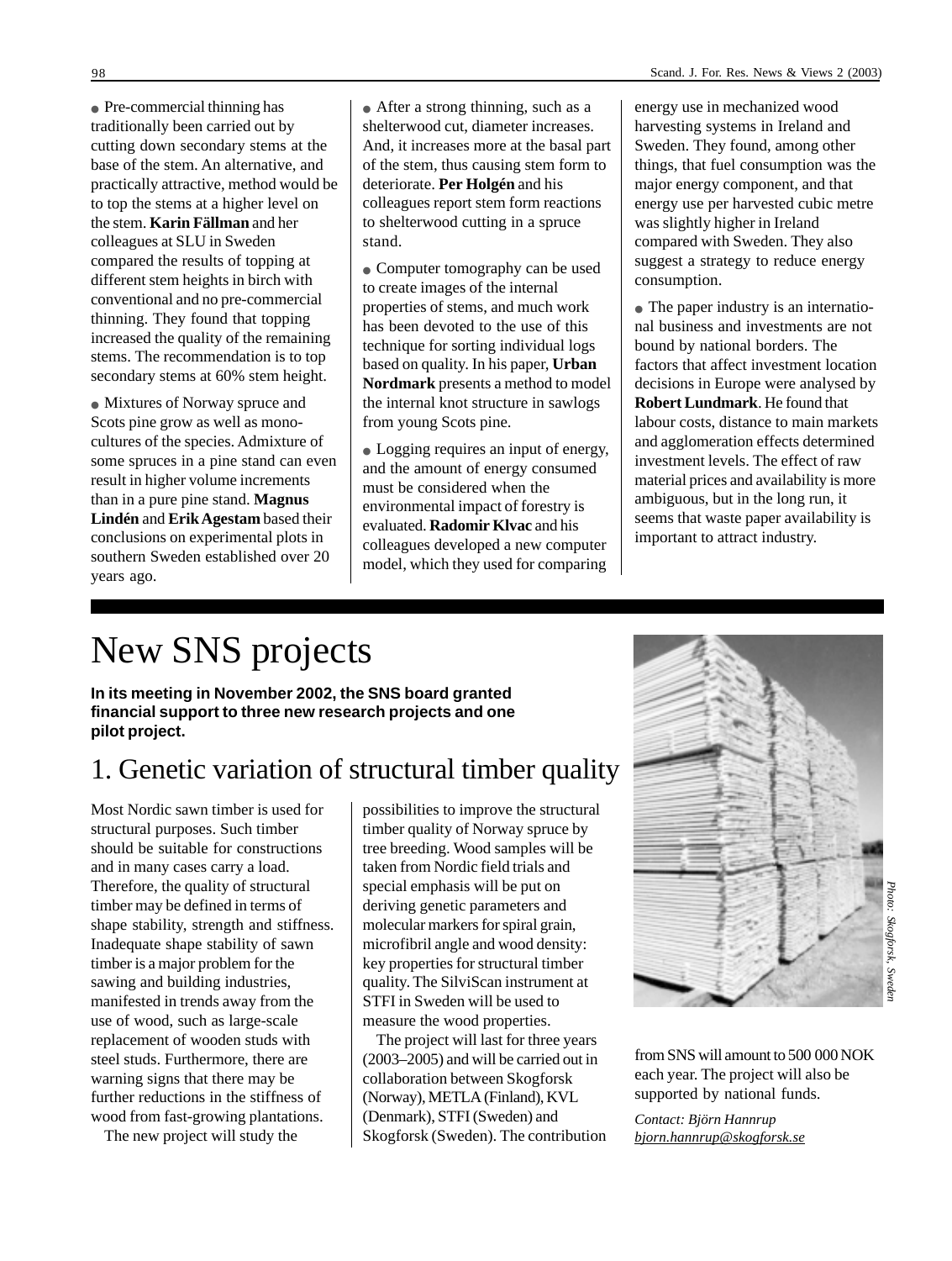- Pre-commercial thinning has traditionally been carried out by cutting down secondary stems at the base of the stem. An alternative, and practically attractive, method would be to top the stems at a higher level on the stem. **Karin Fällman** and her colleagues at SLU in Sweden compared the results of topping at different stem heights in birch with conventional and no pre-commercial thinning. They found that topping increased the quality of the remaining stems. The recommendation is to top secondary stems at 60% stem height.

- Mixtures of Norway spruce and Scots pine grow as well as monocultures of the species. Admixture of some spruces in a pine stand can even result in higher volume increments than in a pure pine stand. **Magnus Lindén** and **Erik Agestam** based their conclusions on experimental plots in southern Sweden established over 20 years ago.

- After a strong thinning, such as a shelterwood cut, diameter increases. And, it increases more at the basal part of the stem, thus causing stem form to deteriorate. **Per Holgén** and his colleagues report stem form reactions to shelterwood cutting in a spruce stand.

- Computer tomography can be used to create images of the internal properties of stems, and much work has been devoted to the use of this technique for sorting individual logs based on quality. In his paper, **Urban Nordmark** presents a method to model the internal knot structure in sawlogs from young Scots pine.

- Logging requires an input of energy, and the amount of energy consumed must be considered when the environmental impact of forestry is evaluated. **Radomir Klvac** and his colleagues developed a new computer model, which they used for comparing energy use in mechanized wood harvesting systems in Ireland and Sweden. They found, among other things, that fuel consumption was the major energy component, and that energy use per harvested cubic metre was slightly higher in Ireland compared with Sweden. They also suggest a strategy to reduce energy consumption.

- The paper industry is an international business and investments are not bound by national borders. The factors that affect investment location decisions in Europe were analysed by **Robert Lundmark**. He found that labour costs, distance to main markets and agglomeration effects determined investment levels. The effect of raw material prices and availability is more ambiguous, but in the long run, it seems that waste paper availability is important to attract industry.

# New SNS projects

**In its meeting in November 2002, the SNS board granted financial support to three new research projects and one pilot project.**

## 1. Genetic variation of structural timber quality

Most Nordic sawn timber is used for structural purposes. Such timber should be suitable for constructions and in many cases carry a load. Therefore, the quality of structural timber may be defined in terms of shape stability, strength and stiffness. Inadequate shape stability of sawn timber is a major problem for the sawing and building industries, manifested in trends away from the use of wood, such as large-scale replacement of wooden studs with steel studs. Furthermore, there are warning signs that there may be further reductions in the stiffness of wood from fast-growing plantations.

The new project will study the possibilities to improve the structural timber quality of Norway spruce by tree breeding. Wood samples will be taken from Nordic field trials and special emphasis will be put on deriving genetic parameters and molecular markers for spiral grain, microfibril angle and wood density: key properties for structural timber quality. The SilviScan instrument at STFI in Sweden will be used to measure the wood properties.

The project will last for three years (2003–2005) and will be carried out in collaboration between Skogforsk (Norway), METLA (Finland), KVL (Denmark), STFI (Sweden) and Skogforsk (Sweden). The contribution from SNS will amount to 500 000 NOK each year. The project will also be supported by national funds.

Photo: Skogforsk, Sweden

*Contact: Björn Hannrup*
*bjorn.hannrup@skogforsk.se*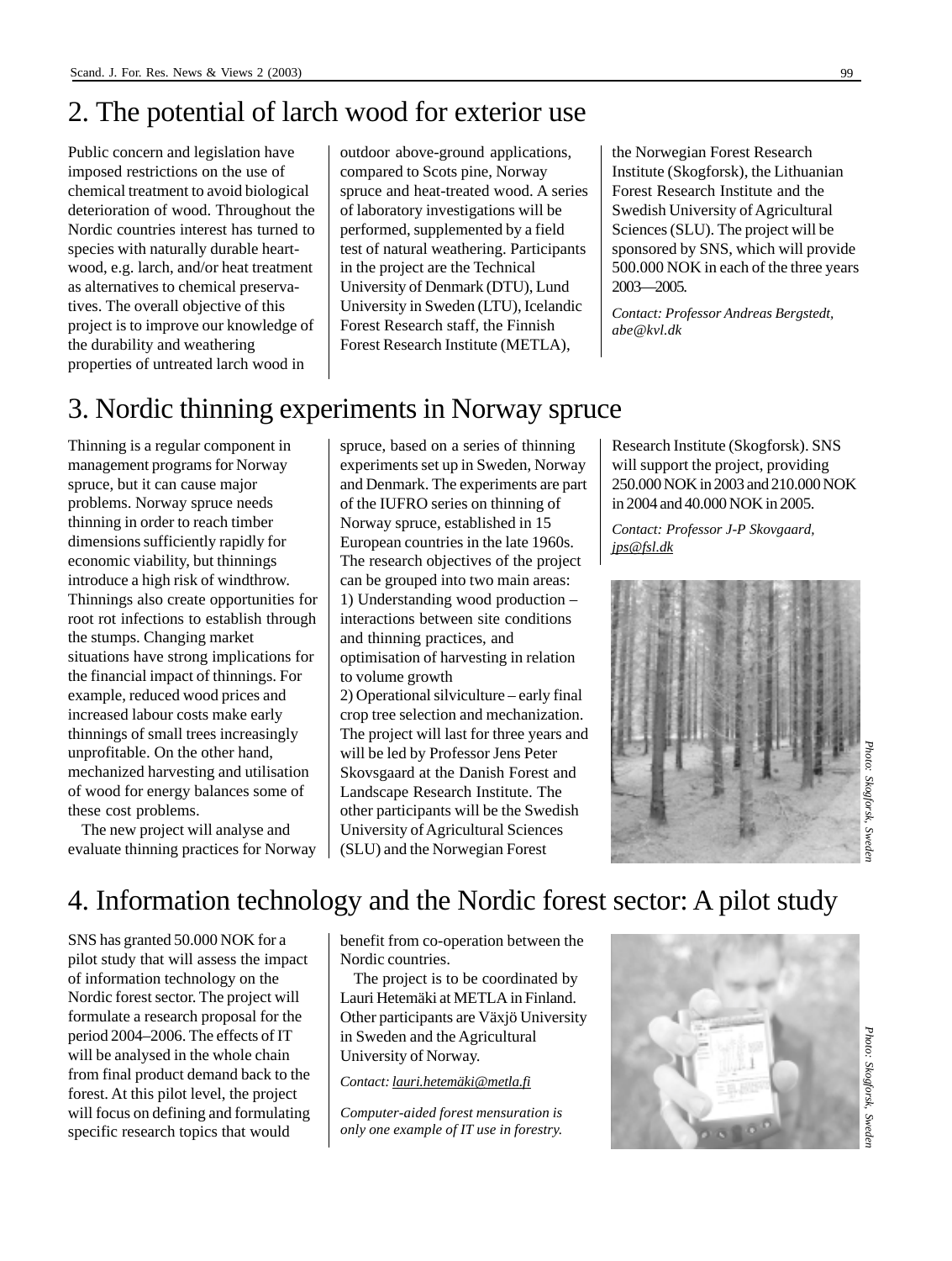## 2. The potential of larch wood for exterior use

Public concern and legislation have imposed restrictions on the use of chemical treatment to avoid biological deterioration of wood. Throughout the Nordic countries interest has turned to species with naturally durable heartwood, e.g. larch, and/or heat treatment as alternatives to chemical preservatives. The overall objective of this project is to improve our knowledge of the durability and weathering properties of untreated larch wood in outdoor above-ground applications, compared to Scots pine, Norway spruce and heat-treated wood. A series of laboratory investigations will be performed, supplemented by a field test of natural weathering. Participants in the project are the Technical University of Denmark (DTU), Lund University in Sweden (LTU), Icelandic Forest Research staff, the Finnish Forest Research Institute (METLA), the Norwegian Forest Research Institute (Skogforsk), the Lithuanian Forest Research Institute and the Swedish University of Agricultural Sciences (SLU). The project will be sponsored by SNS, which will provide 500.000 NOK in each of the three years 2003—2005.

*Contact: Professor Andreas Bergstedt, abe@kvl.dk*

## 3. Nordic thinning experiments in Norway spruce

Thinning is a regular component in management programs for Norway spruce, but it can cause major problems. Norway spruce needs thinning in order to reach timber dimensions sufficiently rapidly for economic viability, but thinnings introduce a high risk of windthrow. Thinnings also create opportunities for root rot infections to establish through the stumps. Changing market situations have strong implications for the financial impact of thinnings. For example, reduced wood prices and increased labour costs make early thinnings of small trees increasingly unprofitable. On the other hand, mechanized harvesting and utilisation of wood for energy balances some of these cost problems.

The new project will analyse and evaluate thinning practices for Norway spruce, based on a series of thinning experiments set up in Sweden, Norway and Denmark. The experiments are part of the IUFRO series on thinning of Norway spruce, established in 15 European countries in the late 1960s. The research objectives of the project can be grouped into two main areas:
1) Understanding wood production – interactions between site conditions and thinning practices, and optimisation of harvesting in relation to volume growth
2) Operational silviculture – early final crop tree selection and mechanization.
The project will last for three years and will be led by Professor Jens Peter Skovsgaard at the Danish Forest and Landscape Research Institute. The other participants will be the Swedish University of Agricultural Sciences (SLU) and the Norwegian Forest Research Institute (Skogforsk). SNS will support the project, providing 250.000 NOK in 2003 and 210.000 NOK in 2004 and 40.000 NOK in 2005.

*Contact: Professor J-P Skovgaard, jps@fsl.dk*

*Photo: Skogforsk, Sweden*

## 4. Information technology and the Nordic forest sector: A pilot study

SNS has granted 50.000 NOK for a pilot study that will assess the impact of information technology on the Nordic forest sector. The project will formulate a research proposal for the period 2004–2006. The effects of IT will be analysed in the whole chain from final product demand back to the forest. At this pilot level, the project will focus on defining and formulating specific research topics that would benefit from co-operation between the Nordic countries.

The project is to be coordinated by Lauri Hetemäki at METLA in Finland. Other participants are Växjö University in Sweden and the Agricultural University of Norway.

*Contact: lauri.hetemäki@metla.fi*

*Computer-aided forest mensuration is only one example of IT use in forestry.*

*Photo: Skogforsk, Sweden*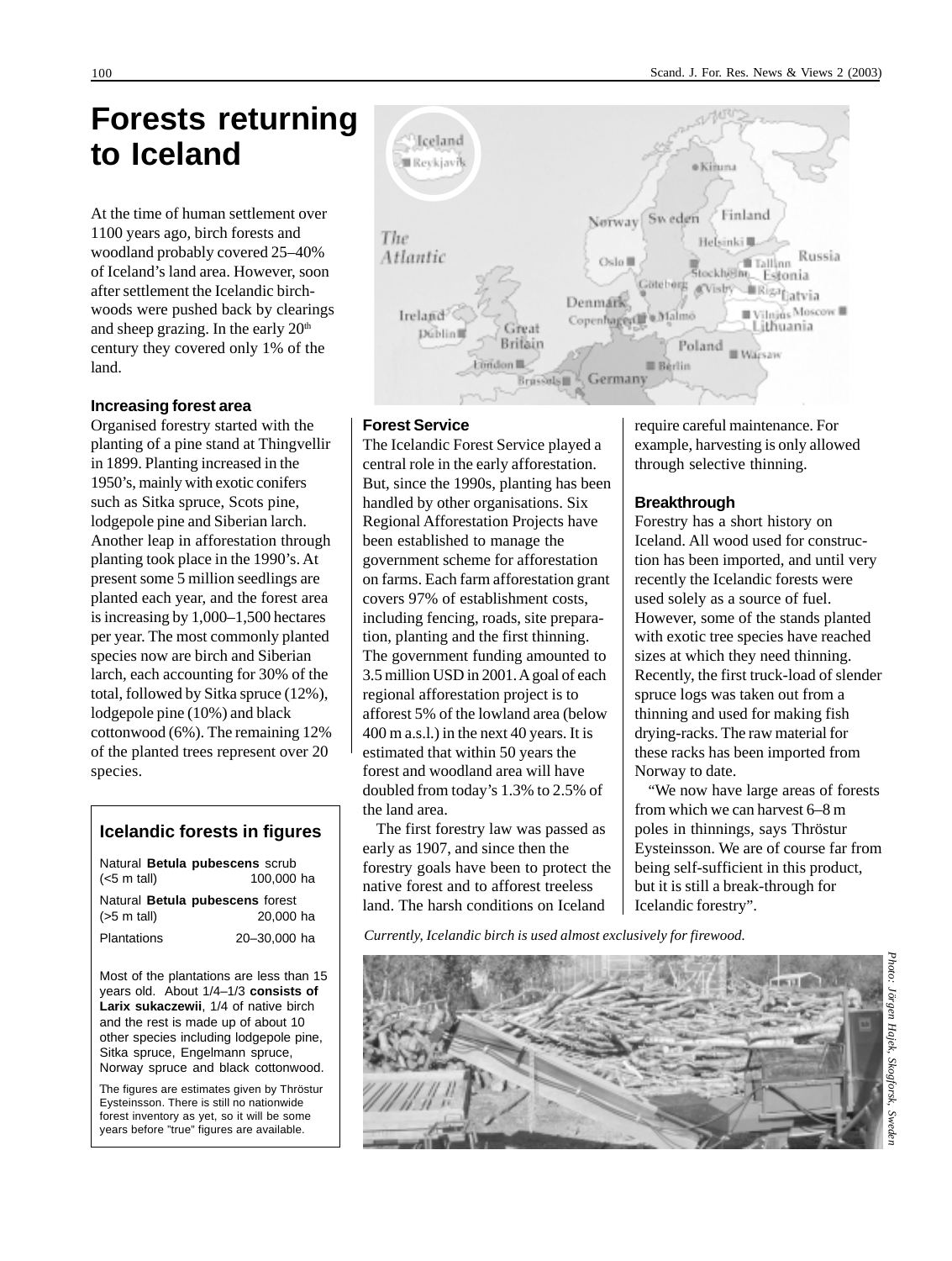# Forests returning to Iceland

At the time of human settlement over 1100 years ago, birch forests and woodland probably covered 25–40% of Iceland's land area. However, soon after settlement the Icelandic birchwoods were pushed back by clearings and sheep grazing. In the early 20th century they covered only 1% of the land.

### Increasing forest area

Organised forestry started with the planting of a pine stand at Thingvellir in 1899. Planting increased in the 1950's, mainly with exotic conifers such as Sitka spruce, Scots pine, lodgepole pine and Siberian larch. Another leap in afforestation through planting took place in the 1990's. At present some 5 million seedlings are planted each year, and the forest area is increasing by 1,000–1,500 hectares per year. The most commonly planted species now are birch and Siberian larch, each accounting for 30% of the total, followed by Sitka spruce (12%), lodgepole pine (10%) and black cottonwood (6%). The remaining 12% of the planted trees represent over 20 species.

### Icelandic forests in figures

| | |
|---|---|
| Natural **Betula pubescens** scrub (<5 m tall) | 100,000 ha |
| Natural **Betula pubescens** forest (>5 m tall) | 20,000 ha |
| Plantations | 20–30,000 ha |

Most of the plantations are less than 15 years old. About 1/4–1/3 **consists of Larix sukaczewii**, 1/4 of native birch and the rest is made up of about 10 other species including lodgepole pine, Sitka spruce, Engelmann spruce, Norway spruce and black cottonwood.

The figures are estimates given by Thröstur Eysteinsson. There is still no nationwide forest inventory as yet, so it will be some years before "true" figures are available.

### Forest Service

The Icelandic Forest Service played a central role in the early afforestation. But, since the 1990s, planting has been handled by other organisations. Six Regional Afforestation Projects have been established to manage the government scheme for afforestation on farms. Each farm afforestation grant covers 97% of establishment costs, including fencing, roads, site preparation, planting and the first thinning. The government funding amounted to 3.5 million USD in 2001. A goal of each regional afforestation project is to afforest 5% of the lowland area (below 400 m a.s.l.) in the next 40 years. It is estimated that within 50 years the forest and woodland area will have doubled from today's 1.3% to 2.5% of the land area.

The first forestry law was passed as early as 1907, and since then the forestry goals have been to protect the native forest and to afforest treeless land. The harsh conditions on Iceland require careful maintenance. For example, harvesting is only allowed through selective thinning.

### Breakthrough

Forestry has a short history on Iceland. All wood used for construction has been imported, and until very recently the Icelandic forests were used solely as a source of fuel. However, some of the stands planted with exotic tree species have reached sizes at which they need thinning. Recently, the first truck-load of slender spruce logs was taken out from a thinning and used for making fish drying-racks. The raw material for these racks has been imported from Norway to date.

"We now have large areas of forests from which we can harvest 6–8 m poles in thinnings, says Thröstur Eysteinsson. We are of course far from being self-sufficient in this product, but it is still a break-through for Icelandic forestry".

*Currently, Icelandic birch is used almost exclusively for firewood.*

Photo: Jörgen Hajek, Skogforsk, Sweden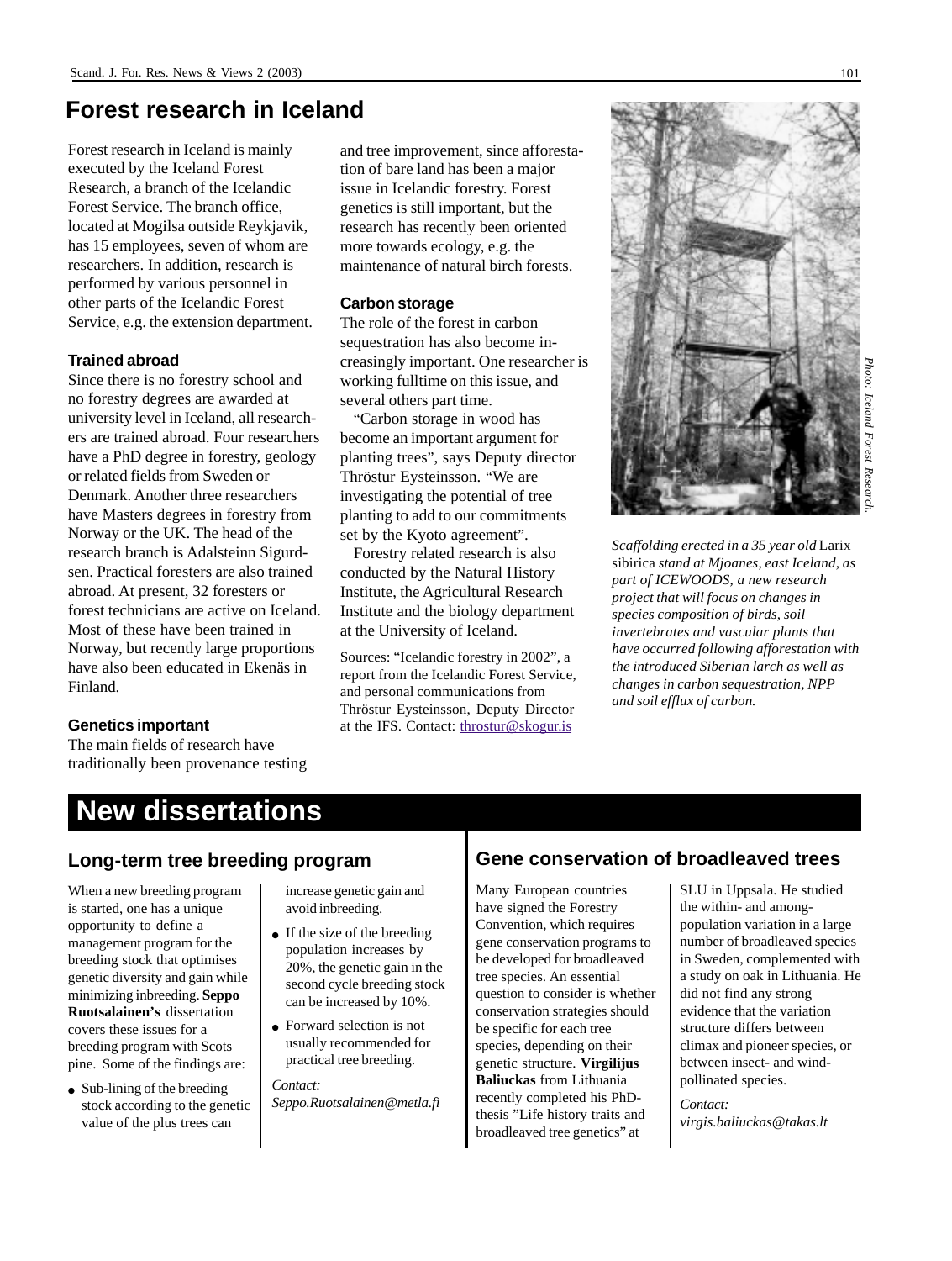# Forest research in Iceland

Forest research in Iceland is mainly executed by the Iceland Forest Research, a branch of the Icelandic Forest Service. The branch office, located at Mogilsa outside Reykjavik, has 15 employees, seven of whom are researchers. In addition, research is performed by various personnel in other parts of the Icelandic Forest Service, e.g. the extension department.

### Trained abroad

Since there is no forestry school and no forestry degrees are awarded at university level in Iceland, all researchers are trained abroad. Four researchers have a PhD degree in forestry, geology or related fields from Sweden or Denmark. Another three researchers have Masters degrees in forestry from Norway or the UK. The head of the research branch is Adalsteinn Sigurdsen. Practical foresters are also trained abroad. At present, 32 foresters or forest technicians are active on Iceland. Most of these have been trained in Norway, but recently large proportions have also been educated in Ekenäs in Finland.

### Genetics important

The main fields of research have traditionally been provenance testing and tree improvement, since afforestation of bare land has been a major issue in Icelandic forestry. Forest genetics is still important, but the research has recently been oriented more towards ecology, e.g. the maintenance of natural birch forests.

### Carbon storage

The role of the forest in carbon sequestration has also become increasingly important. One researcher is working fulltime on this issue, and several others part time.

"Carbon storage in wood has become an important argument for planting trees", says Deputy director Thröstur Eysteinsson. "We are investigating the potential of tree planting to add to our commitments set by the Kyoto agreement".

Forestry related research is also conducted by the Natural History Institute, the Agricultural Research Institute and the biology department at the University of Iceland.

Sources: "Icelandic forestry in 2002", a report from the Icelandic Forest Service, and personal communications from Thröstur Eysteinsson, Deputy Director at the IFS. Contact: throstur@skogur.is

*Scaffolding erected in a 35 year old* Larix sibirica *stand at Mjoanes, east Iceland, as part of ICEWOODS, a new research project that will focus on changes in species composition of birds, soil invertebrates and vascular plants that have occurred following afforestation with the introduced Siberian larch as well as changes in carbon sequestration, NPP and soil efflux of carbon.*

*Photo: Iceland Forest Research.*

# New dissertations

## Long-term tree breeding program

When a new breeding program is started, one has a unique opportunity to define a management program for the breeding stock that optimises genetic diversity and gain while minimizing inbreeding. **Seppo Ruotsalainen's** dissertation covers these issues for a breeding program with Scots pine. Some of the findings are:

- Sub-lining of the breeding stock according to the genetic value of the plus trees can increase genetic gain and avoid inbreeding.
- If the size of the breeding population increases by 20%, the genetic gain in the second cycle breeding stock can be increased by 10%.
- Forward selection is not usually recommended for practical tree breeding.

*Contact: Seppo.Ruotsalainen@metla.fi*

## Gene conservation of broadleaved trees

Many European countries have signed the Forestry Convention, which requires gene conservation programs to be developed for broadleaved tree species. An essential question to consider is whether conservation strategies should be specific for each tree species, depending on their genetic structure. **Virgilijus Baliuckas** from Lithuania recently completed his PhD-thesis "Life history traits and broadleaved tree genetics" at SLU in Uppsala. He studied the within- and among-population variation in a large number of broadleaved species in Sweden, complemented with a study on oak in Lithuania. He did not find any strong evidence that the variation structure differs between climax and pioneer species, or between insect- and wind-pollinated species.

*Contact: virgis.baliuckas@takas.lt*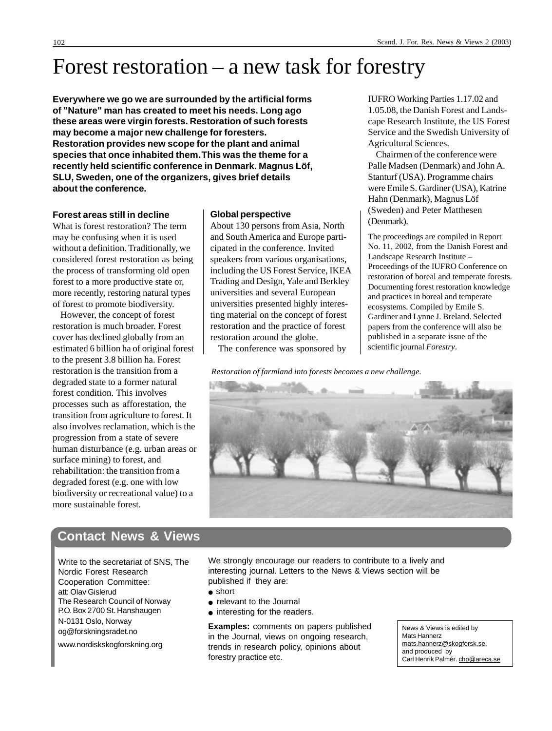# Forest restoration – a new task for forestry

**Everywhere we go we are surrounded by the artificial forms of "Nature" man has created to meet his needs. Long ago these areas were virgin forests. Restoration of such forests may become a major new challenge for foresters. Restoration provides new scope for the plant and animal species that once inhabited them. This was the theme for a recently held scientific conference in Denmark. Magnus Löf, SLU, Sweden, one of the organizers, gives brief details about the conference.**

### Forest areas still in decline

What is forest restoration? The term may be confusing when it is used without a definition. Traditionally, we considered forest restoration as being the process of transforming old open forest to a more productive state or, more recently, restoring natural types of forest to promote biodiversity.

However, the concept of forest restoration is much broader. Forest cover has declined globally from an estimated 6 billion ha of original forest to the present 3.8 billion ha. Forest restoration is the transition from a degraded state to a former natural forest condition. This involves processes such as afforestation, the transition from agriculture to forest. It also involves reclamation, which is the progression from a state of severe human disturbance (e.g. urban areas or surface mining) to forest, and rehabilitation: the transition from a degraded forest (e.g. one with low biodiversity or recreational value) to a more sustainable forest.

### Global perspective

About 130 persons from Asia, North and South America and Europe participated in the conference. Invited speakers from various organisations, including the US Forest Service, IKEA Trading and Design, Yale and Berkley universities and several European universities presented highly interesting material on the concept of forest restoration and the practice of forest restoration around the globe.

The conference was sponsored by IUFRO Working Parties 1.17.02 and 1.05.08, the Danish Forest and Landscape Research Institute, the US Forest Service and the Swedish University of Agricultural Sciences.

Chairmen of the conference were Palle Madsen (Denmark) and John A. Stanturf (USA). Programme chairs were Emile S. Gardiner (USA), Katrine Hahn (Denmark), Magnus Löf (Sweden) and Peter Matthesen (Denmark).

The proceedings are compiled in Report No. 11, 2002, from the Danish Forest and Landscape Research Institute – Proceedings of the IUFRO Conference on restoration of boreal and temperate forests. Documenting forest restoration knowledge and practices in boreal and temperate ecosystems. Compiled by Emile S. Gardiner and Lynne J. Breland. Selected papers from the conference will also be published in a separate issue of the scientific journal *Forestry*.

*Restoration of farmland into forests becomes a new challenge.*

## Contact News & Views

Write to the secretariat of SNS, The Nordic Forest Research Cooperation Committee:
att: Olav Gislerud
The Research Council of Norway
P.O. Box 2700 St. Hanshaugen
N-0131 Oslo, Norway
og@forskningsradet.no

www.nordiskskogforskning.org

We strongly encourage our readers to contribute to a lively and interesting journal. Letters to the News & Views section will be published if they are:

- short
- relevant to the Journal
- interesting for the readers.

**Examples:** comments on papers published in the Journal, views on ongoing research, trends in research policy, opinions about forestry practice etc.

News & Views is edited by Mats Hannerz
mats.hannerz@skogforsk.se,
and produced by
Carl Henrik Palmér. chp@areca.se